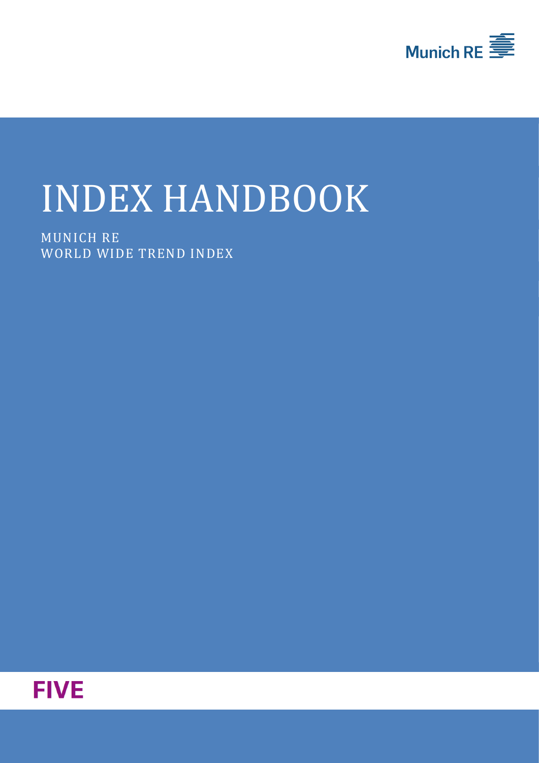Munich RE

# INDEX HANDBOOK

MUNICH RE
WORLD WIDE TREND INDEX

**FIVE**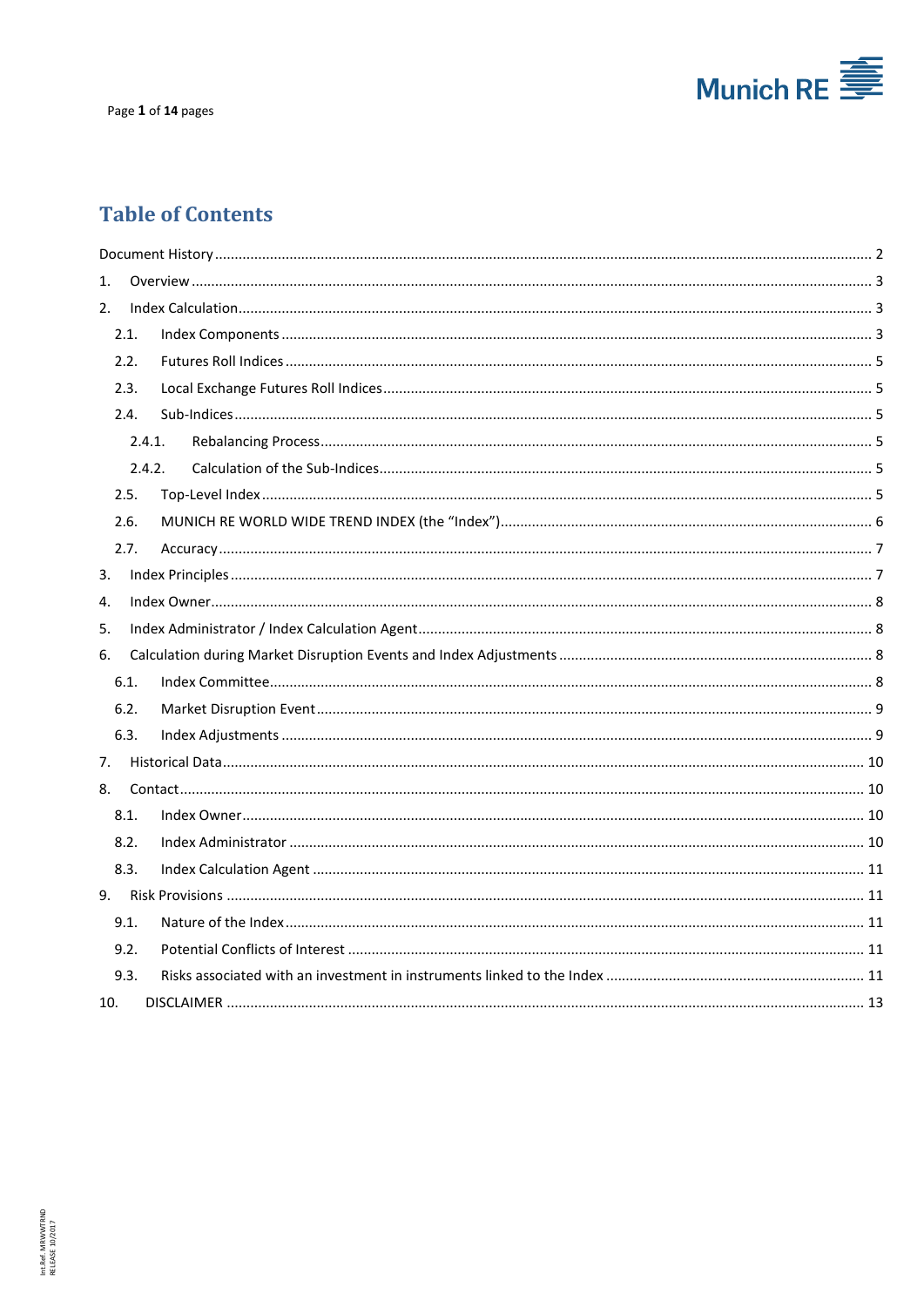# Table of Contents

Document History ... 2

1. Overview ... 3
2. Index Calculation ... 3
   - 2.1. Index Components ... 3
   - 2.2. Futures Roll Indices ... 5
   - 2.3. Local Exchange Futures Roll Indices ... 5
   - 2.4. Sub-Indices ... 5
     - 2.4.1. Rebalancing Process ... 5
     - 2.4.2. Calculation of the Sub-Indices ... 5
   - 2.5. Top-Level Index ... 5
   - 2.6. MUNICH RE WORLD WIDE TREND INDEX (the "Index") ... 6
   - 2.7. Accuracy ... 7
3. Index Principles ... 7
4. Index Owner ... 8
5. Index Administrator / Index Calculation Agent ... 8
6. Calculation during Market Disruption Events and Index Adjustments ... 8
   - 6.1. Index Committee ... 8
   - 6.2. Market Disruption Event ... 9
   - 6.3. Index Adjustments ... 9
7. Historical Data ... 10
8. Contact ... 10
   - 8.1. Index Owner ... 10
   - 8.2. Index Administrator ... 10
   - 8.3. Index Calculation Agent ... 11
9. Risk Provisions ... 11
   - 9.1. Nature of the Index ... 11
   - 9.2. Potential Conflicts of Interest ... 11
   - 9.3. Risks associated with an investment in instruments linked to the Index ... 11
10. DISCLAIMER ... 13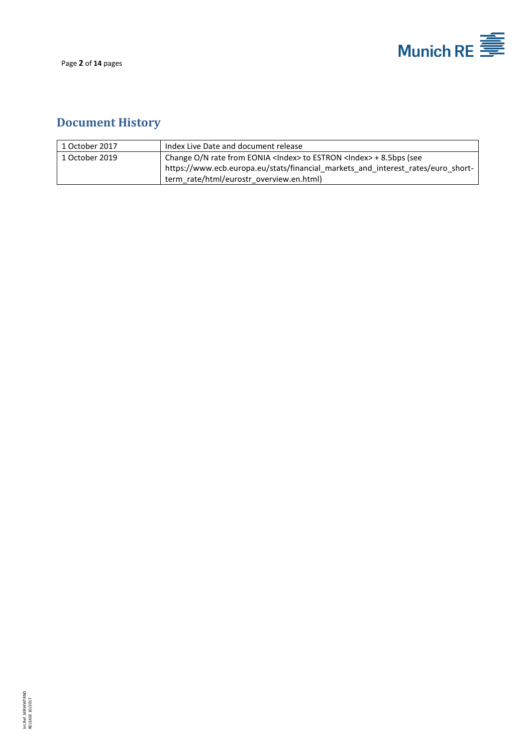## Document History

| 1 October 2017 | Index Live Date and document release |
|---|---|
| 1 October 2019 | Change O/N rate from EONIA <Index> to ESTRON <Index> + 8.5bps (see https://www.ecb.europa.eu/stats/financial_markets_and_interest_rates/euro_short-term_rate/html/eurostr_overview.en.html) |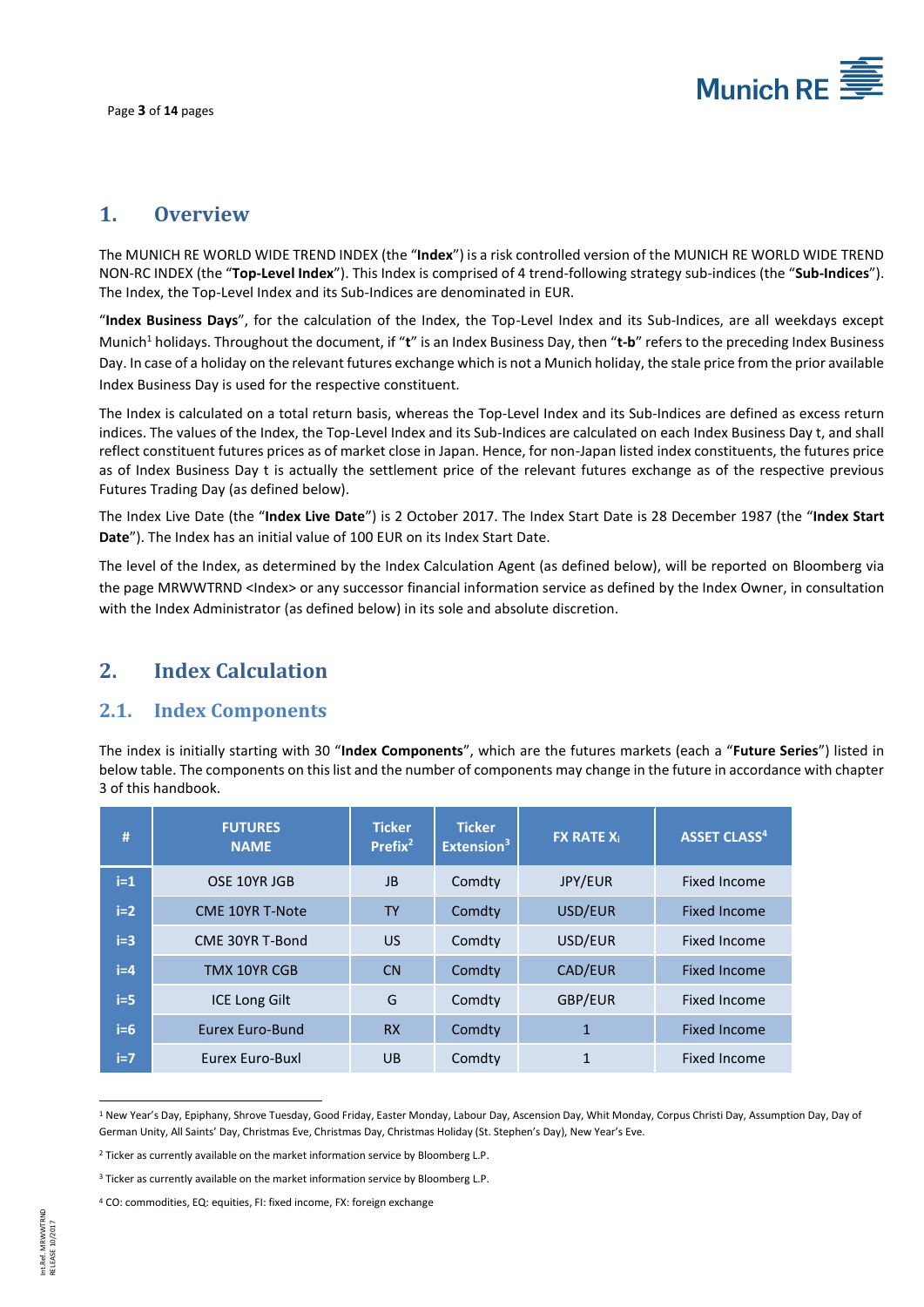# 1. Overview

The MUNICH RE WORLD WIDE TREND INDEX (the "**Index**") is a risk controlled version of the MUNICH RE WORLD WIDE TREND NON-RC INDEX (the "**Top-Level Index**"). This Index is comprised of 4 trend-following strategy sub-indices (the "**Sub-Indices**"). The Index, the Top-Level Index and its Sub-Indices are denominated in EUR.

"**Index Business Days**", for the calculation of the Index, the Top-Level Index and its Sub-Indices, are all weekdays except Munich[1] holidays. Throughout the document, if "**t**" is an Index Business Day, then "**t-b**" refers to the preceding Index Business Day. In case of a holiday on the relevant futures exchange which is not a Munich holiday, the stale price from the prior available Index Business Day is used for the respective constituent.

The Index is calculated on a total return basis, whereas the Top-Level Index and its Sub-Indices are defined as excess return indices. The values of the Index, the Top-Level Index and its Sub-Indices are calculated on each Index Business Day t, and shall reflect constituent futures prices as of market close in Japan. Hence, for non-Japan listed index constituents, the futures price as of Index Business Day t is actually the settlement price of the relevant futures exchange as of the respective previous Futures Trading Day (as defined below).

The Index Live Date (the "**Index Live Date**") is 2 October 2017. The Index Start Date is 28 December 1987 (the "**Index Start Date**"). The Index has an initial value of 100 EUR on its Index Start Date.

The level of the Index, as determined by the Index Calculation Agent (as defined below), will be reported on Bloomberg via the page MRWWTRND <Index> or any successor financial information service as defined by the Index Owner, in consultation with the Index Administrator (as defined below) in its sole and absolute discretion.

# 2. Index Calculation

## 2.1. Index Components

The index is initially starting with 30 "**Index Components**", which are the futures markets (each a "**Future Series**") listed in below table. The components on this list and the number of components may change in the future in accordance with chapter 3 of this handbook.

| # | FUTURES NAME | Ticker Prefix[2] | Ticker Extension[3] | FX RATE $X_i$ | ASSET CLASS[4] |
|---|---|---|---|---|---|
| i=1 | OSE 10YR JGB | JB | Comdty | JPY/EUR | Fixed Income |
| i=2 | CME 10YR T-Note | TY | Comdty | USD/EUR | Fixed Income |
| i=3 | CME 30YR T-Bond | US | Comdty | USD/EUR | Fixed Income |
| i=4 | TMX 10YR CGB | CN | Comdty | CAD/EUR | Fixed Income |
| i=5 | ICE Long Gilt | G | Comdty | GBP/EUR | Fixed Income |
| i=6 | Eurex Euro-Bund | RX | Comdty | 1 | Fixed Income |
| i=7 | Eurex Euro-Buxl | UB | Comdty | 1 | Fixed Income |

[1] New Year's Day, Epiphany, Shrove Tuesday, Good Friday, Easter Monday, Labour Day, Ascension Day, Whit Monday, Corpus Christi Day, Assumption Day, Day of German Unity, All Saints' Day, Christmas Eve, Christmas Day, Christmas Holiday (St. Stephen's Day), New Year's Eve.

[2] Ticker as currently available on the market information service by Bloomberg L.P.

[3] Ticker as currently available on the market information service by Bloomberg L.P.

[4] CO: commodities, EQ: equities, FI: fixed income, FX: foreign exchange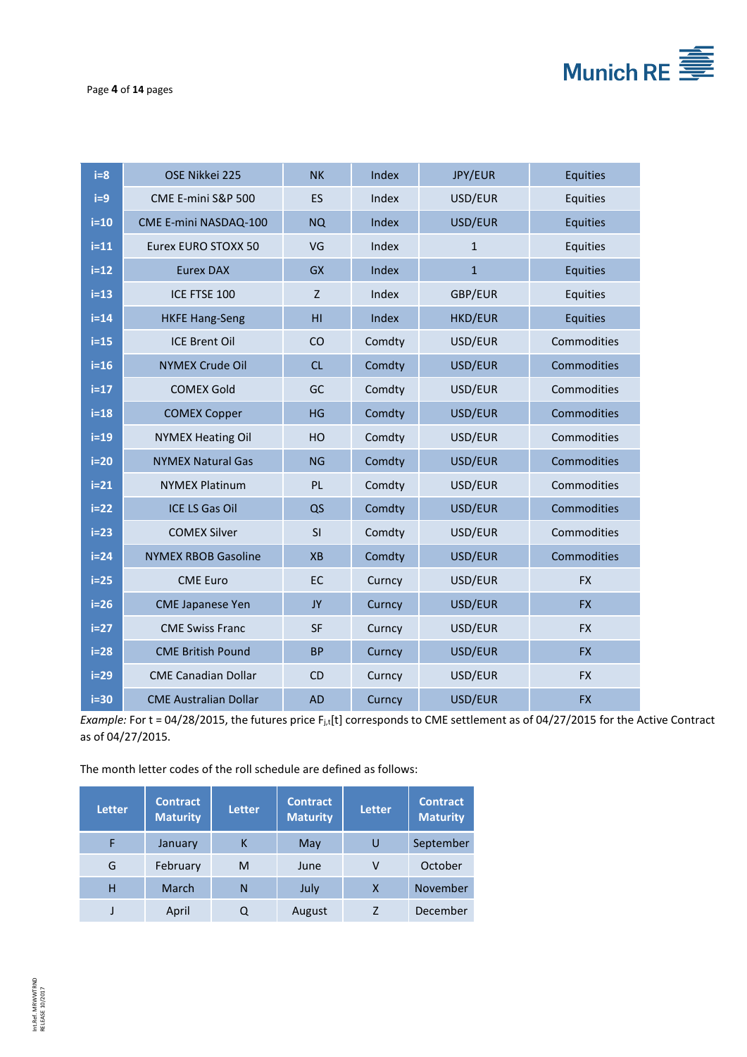| | | | | | |
|---|---|---|---|---|---|
| i=8 | OSE Nikkei 225 | NK | Index | JPY/EUR | Equities |
| i=9 | CME E-mini S&P 500 | ES | Index | USD/EUR | Equities |
| i=10 | CME E-mini NASDAQ-100 | NQ | Index | USD/EUR | Equities |
| i=11 | Eurex EURO STOXX 50 | VG | Index | 1 | Equities |
| i=12 | Eurex DAX | GX | Index | 1 | Equities |
| i=13 | ICE FTSE 100 | Z | Index | GBP/EUR | Equities |
| i=14 | HKFE Hang-Seng | HI | Index | HKD/EUR | Equities |
| i=15 | ICE Brent Oil | CO | Comdty | USD/EUR | Commodities |
| i=16 | NYMEX Crude Oil | CL | Comdty | USD/EUR | Commodities |
| i=17 | COMEX Gold | GC | Comdty | USD/EUR | Commodities |
| i=18 | COMEX Copper | HG | Comdty | USD/EUR | Commodities |
| i=19 | NYMEX Heating Oil | HO | Comdty | USD/EUR | Commodities |
| i=20 | NYMEX Natural Gas | NG | Comdty | USD/EUR | Commodities |
| i=21 | NYMEX Platinum | PL | Comdty | USD/EUR | Commodities |
| i=22 | ICE LS Gas Oil | QS | Comdty | USD/EUR | Commodities |
| i=23 | COMEX Silver | SI | Comdty | USD/EUR | Commodities |
| i=24 | NYMEX RBOB Gasoline | XB | Comdty | USD/EUR | Commodities |
| i=25 | CME Euro | EC | Curncy | USD/EUR | FX |
| i=26 | CME Japanese Yen | JY | Curncy | USD/EUR | FX |
| i=27 | CME Swiss Franc | SF | Curncy | USD/EUR | FX |
| i=28 | CME British Pound | BP | Curncy | USD/EUR | FX |
| i=29 | CME Canadian Dollar | CD | Curncy | USD/EUR | FX |
| i=30 | CME Australian Dollar | AD | Curncy | USD/EUR | FX |

*Example:* For t = 04/28/2015, the futures price $F_{j,t}[t]$ corresponds to CME settlement as of 04/27/2015 for the Active Contract as of 04/27/2015.

The month letter codes of the roll schedule are defined as follows:

| Letter | Contract Maturity | Letter | Contract Maturity | Letter | Contract Maturity |
|---|---|---|---|---|---|
| F | January | K | May | U | September |
| G | February | M | June | V | October |
| H | March | N | July | X | November |
| J | April | Q | August | Z | December |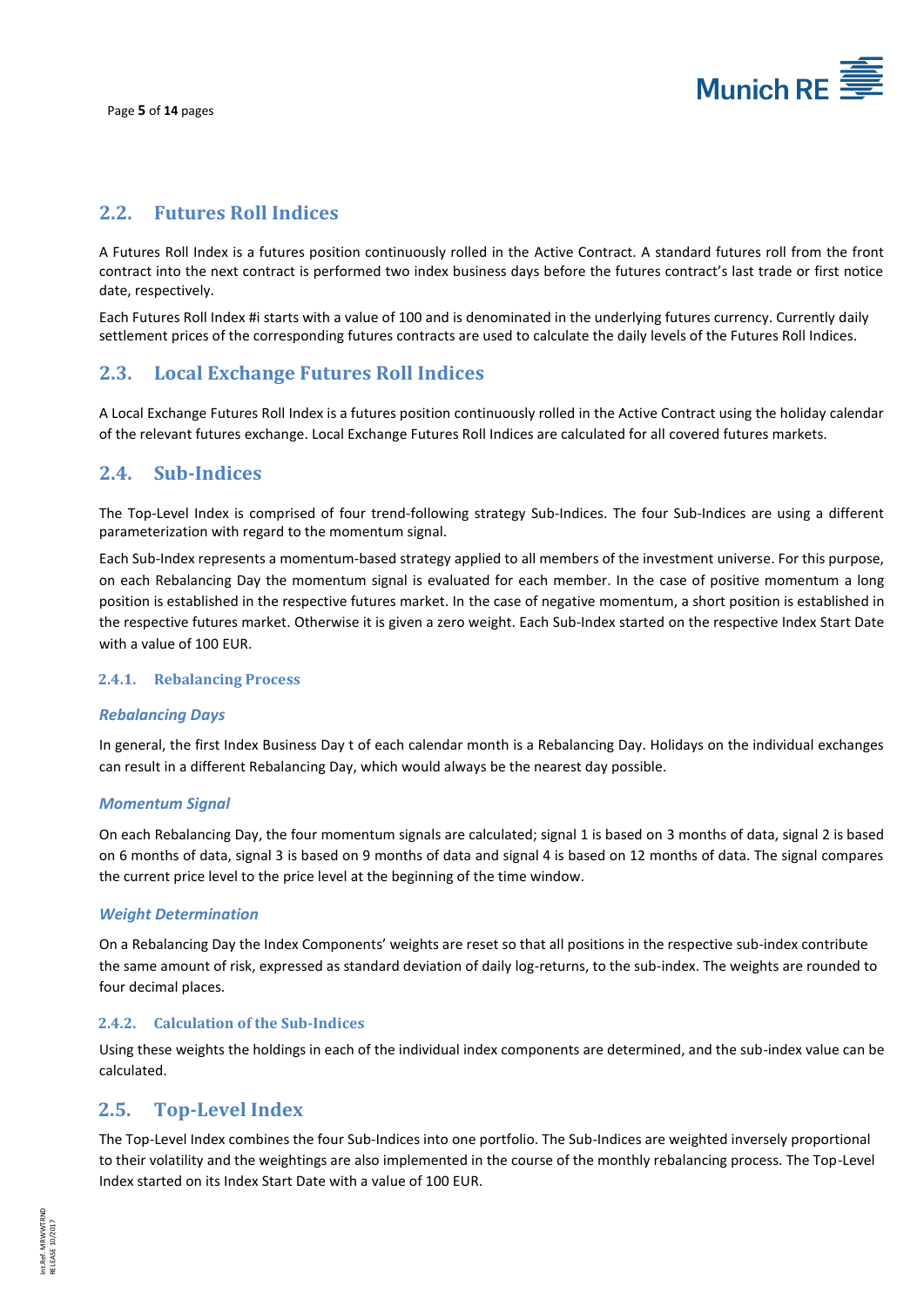## 2.2. Futures Roll Indices

A Futures Roll Index is a futures position continuously rolled in the Active Contract. A standard futures roll from the front contract into the next contract is performed two index business days before the futures contract's last trade or first notice date, respectively.

Each Futures Roll Index #i starts with a value of 100 and is denominated in the underlying futures currency. Currently daily settlement prices of the corresponding futures contracts are used to calculate the daily levels of the Futures Roll Indices.

## 2.3. Local Exchange Futures Roll Indices

A Local Exchange Futures Roll Index is a futures position continuously rolled in the Active Contract using the holiday calendar of the relevant futures exchange. Local Exchange Futures Roll Indices are calculated for all covered futures markets.

## 2.4. Sub-Indices

The Top-Level Index is comprised of four trend-following strategy Sub-Indices. The four Sub-Indices are using a different parameterization with regard to the momentum signal.

Each Sub-Index represents a momentum-based strategy applied to all members of the investment universe. For this purpose, on each Rebalancing Day the momentum signal is evaluated for each member. In the case of positive momentum a long position is established in the respective futures market. In the case of negative momentum, a short position is established in the respective futures market. Otherwise it is given a zero weight. Each Sub-Index started on the respective Index Start Date with a value of 100 EUR.

### 2.4.1. Rebalancing Process

#### *Rebalancing Days*

In general, the first Index Business Day t of each calendar month is a Rebalancing Day. Holidays on the individual exchanges can result in a different Rebalancing Day, which would always be the nearest day possible.

#### *Momentum Signal*

On each Rebalancing Day, the four momentum signals are calculated; signal 1 is based on 3 months of data, signal 2 is based on 6 months of data, signal 3 is based on 9 months of data and signal 4 is based on 12 months of data. The signal compares the current price level to the price level at the beginning of the time window.

#### *Weight Determination*

On a Rebalancing Day the Index Components' weights are reset so that all positions in the respective sub-index contribute the same amount of risk, expressed as standard deviation of daily log-returns, to the sub-index. The weights are rounded to four decimal places.

### 2.4.2. Calculation of the Sub-Indices

Using these weights the holdings in each of the individual index components are determined, and the sub-index value can be calculated.

## 2.5. Top-Level Index

The Top-Level Index combines the four Sub-Indices into one portfolio. The Sub-Indices are weighted inversely proportional to their volatility and the weightings are also implemented in the course of the monthly rebalancing process. The Top-Level Index started on its Index Start Date with a value of 100 EUR.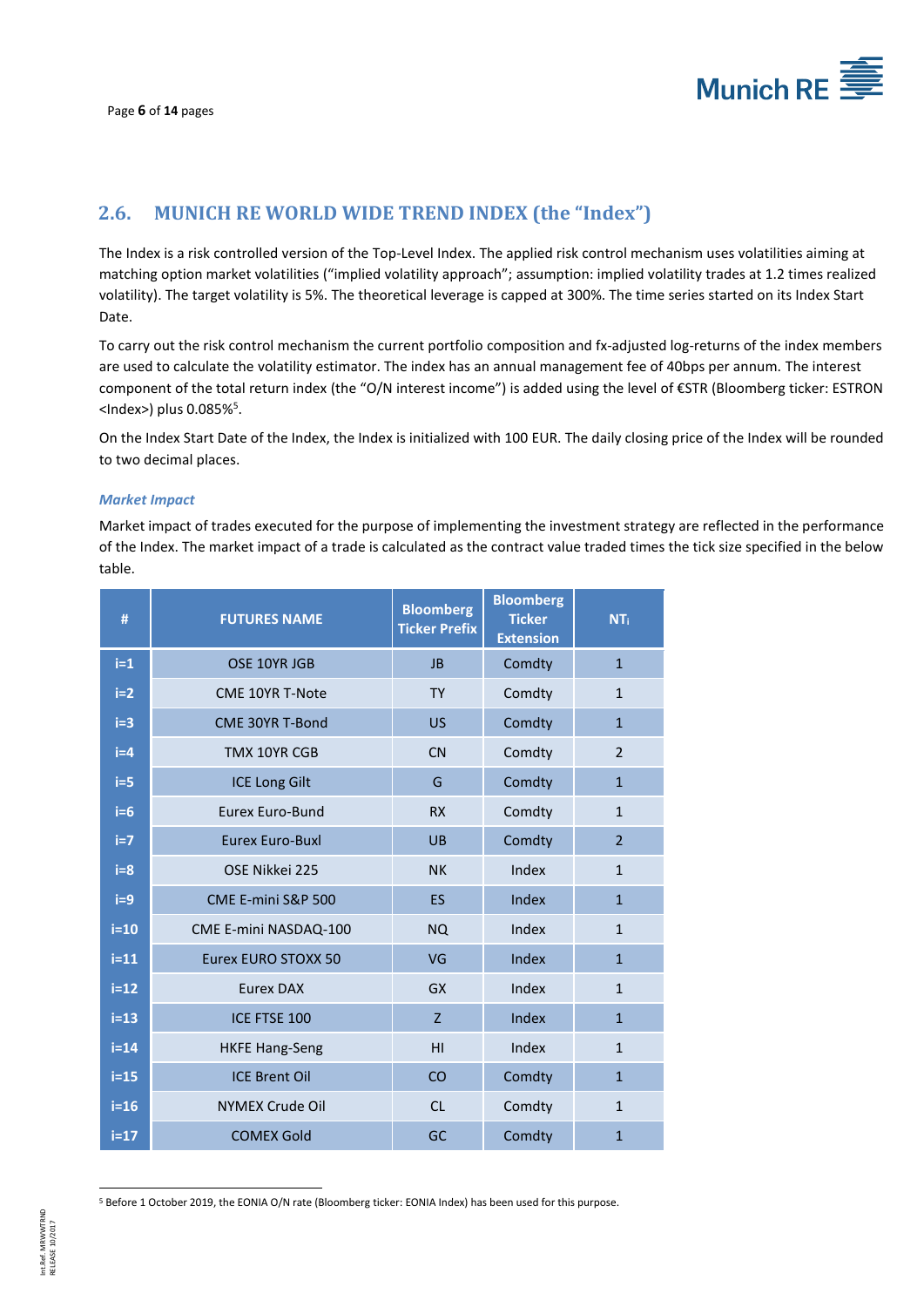## 2.6. MUNICH RE WORLD WIDE TREND INDEX (the "Index")

The Index is a risk controlled version of the Top-Level Index. The applied risk control mechanism uses volatilities aiming at matching option market volatilities ("implied volatility approach"; assumption: implied volatility trades at 1.2 times realized volatility). The target volatility is 5%. The theoretical leverage is capped at 300%. The time series started on its Index Start Date.

To carry out the risk control mechanism the current portfolio composition and fx-adjusted log-returns of the index members are used to calculate the volatility estimator. The index has an annual management fee of 40bps per annum. The interest component of the total return index (the "O/N interest income") is added using the level of €STR (Bloomberg ticker: ESTRON <Index>) plus 0.085%[5].

On the Index Start Date of the Index, the Index is initialized with 100 EUR. The daily closing price of the Index will be rounded to two decimal places.

### *Market Impact*

Market impact of trades executed for the purpose of implementing the investment strategy are reflected in the performance of the Index. The market impact of a trade is calculated as the contract value traded times the tick size specified in the below table.

| # | FUTURES NAME | Bloomberg Ticker Prefix | Bloomberg Ticker Extension | $NT_i$ |
|---|---|---|---|---|
| i=1 | OSE 10YR JGB | JB | Comdty | 1 |
| i=2 | CME 10YR T-Note | TY | Comdty | 1 |
| i=3 | CME 30YR T-Bond | US | Comdty | 1 |
| i=4 | TMX 10YR CGB | CN | Comdty | 2 |
| i=5 | ICE Long Gilt | G | Comdty | 1 |
| i=6 | Eurex Euro-Bund | RX | Comdty | 1 |
| i=7 | Eurex Euro-Buxl | UB | Comdty | 2 |
| i=8 | OSE Nikkei 225 | NK | Index | 1 |
| i=9 | CME E-mini S&P 500 | ES | Index | 1 |
| i=10 | CME E-mini NASDAQ-100 | NQ | Index | 1 |
| i=11 | Eurex EURO STOXX 50 | VG | Index | 1 |
| i=12 | Eurex DAX | GX | Index | 1 |
| i=13 | ICE FTSE 100 | Z | Index | 1 |
| i=14 | HKFE Hang-Seng | HI | Index | 1 |
| i=15 | ICE Brent Oil | CO | Comdty | 1 |
| i=16 | NYMEX Crude Oil | CL | Comdty | 1 |
| i=17 | COMEX Gold | GC | Comdty | 1 |

[5] Before 1 October 2019, the EONIA O/N rate (Bloomberg ticker: EONIA Index) has been used for this purpose.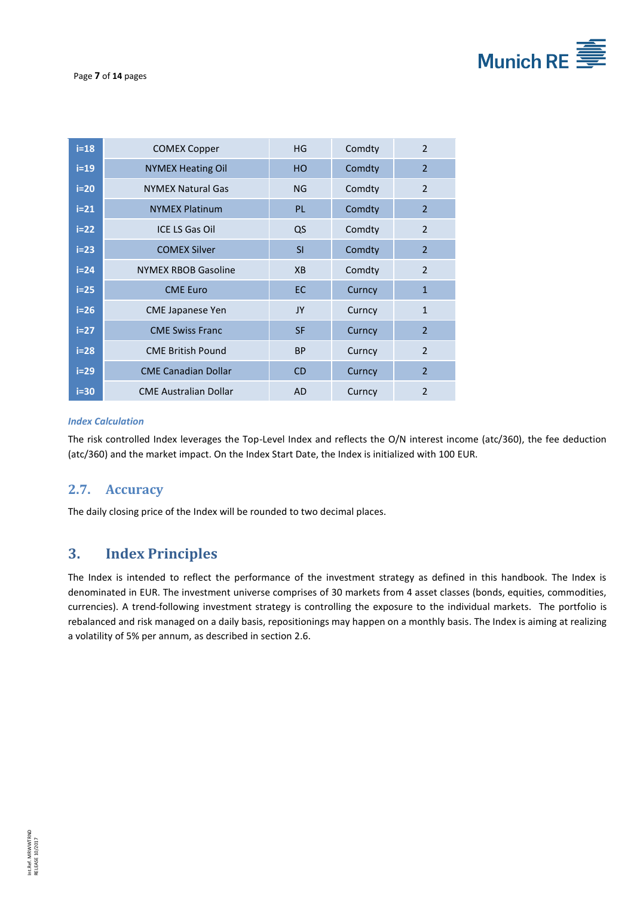| | | | | |
|---|---|---|---|---|
| i=18 | COMEX Copper | HG | Comdty | 2 |
| i=19 | NYMEX Heating Oil | HO | Comdty | 2 |
| i=20 | NYMEX Natural Gas | NG | Comdty | 2 |
| i=21 | NYMEX Platinum | PL | Comdty | 2 |
| i=22 | ICE LS Gas Oil | QS | Comdty | 2 |
| i=23 | COMEX Silver | SI | Comdty | 2 |
| i=24 | NYMEX RBOB Gasoline | XB | Comdty | 2 |
| i=25 | CME Euro | EC | Curncy | 1 |
| i=26 | CME Japanese Yen | JY | Curncy | 1 |
| i=27 | CME Swiss Franc | SF | Curncy | 2 |
| i=28 | CME British Pound | BP | Curncy | 2 |
| i=29 | CME Canadian Dollar | CD | Curncy | 2 |
| i=30 | CME Australian Dollar | AD | Curncy | 2 |

***Index Calculation***

The risk controlled Index leverages the Top-Level Index and reflects the O/N interest income (atc/360), the fee deduction (atc/360) and the market impact. On the Index Start Date, the Index is initialized with 100 EUR.

## 2.7. Accuracy

The daily closing price of the Index will be rounded to two decimal places.

# 3. Index Principles

The Index is intended to reflect the performance of the investment strategy as defined in this handbook. The Index is denominated in EUR. The investment universe comprises of 30 markets from 4 asset classes (bonds, equities, commodities, currencies). A trend-following investment strategy is controlling the exposure to the individual markets. The portfolio is rebalanced and risk managed on a daily basis, repositionings may happen on a monthly basis. The Index is aiming at realizing a volatility of 5% per annum, as described in section 2.6.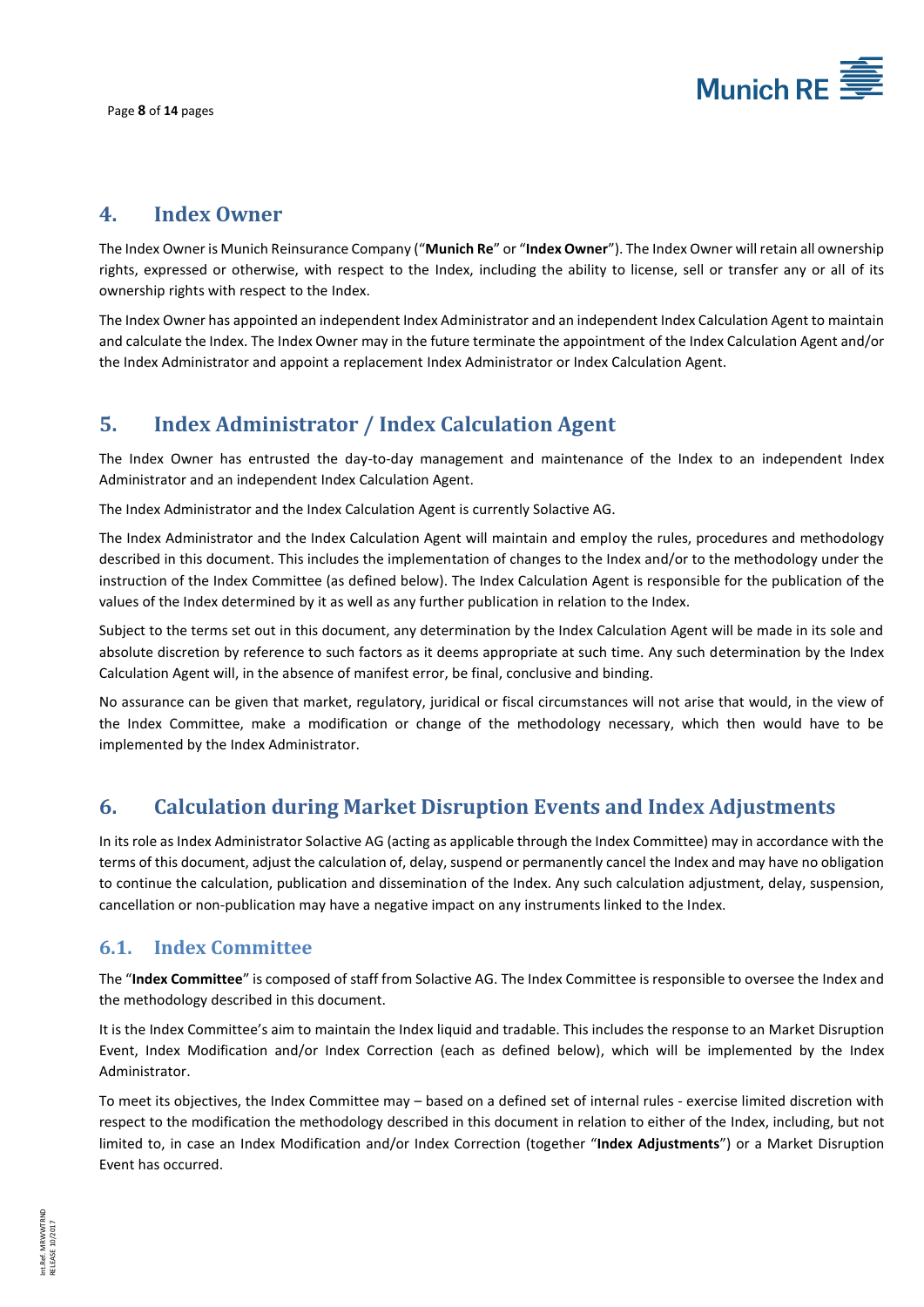## 4. Index Owner

The Index Owner is Munich Reinsurance Company ("**Munich Re**" or "**Index Owner**"). The Index Owner will retain all ownership rights, expressed or otherwise, with respect to the Index, including the ability to license, sell or transfer any or all of its ownership rights with respect to the Index.

The Index Owner has appointed an independent Index Administrator and an independent Index Calculation Agent to maintain and calculate the Index. The Index Owner may in the future terminate the appointment of the Index Calculation Agent and/or the Index Administrator and appoint a replacement Index Administrator or Index Calculation Agent.

## 5. Index Administrator / Index Calculation Agent

The Index Owner has entrusted the day-to-day management and maintenance of the Index to an independent Index Administrator and an independent Index Calculation Agent.

The Index Administrator and the Index Calculation Agent is currently Solactive AG.

The Index Administrator and the Index Calculation Agent will maintain and employ the rules, procedures and methodology described in this document. This includes the implementation of changes to the Index and/or to the methodology under the instruction of the Index Committee (as defined below). The Index Calculation Agent is responsible for the publication of the values of the Index determined by it as well as any further publication in relation to the Index.

Subject to the terms set out in this document, any determination by the Index Calculation Agent will be made in its sole and absolute discretion by reference to such factors as it deems appropriate at such time. Any such determination by the Index Calculation Agent will, in the absence of manifest error, be final, conclusive and binding.

No assurance can be given that market, regulatory, juridical or fiscal circumstances will not arise that would, in the view of the Index Committee, make a modification or change of the methodology necessary, which then would have to be implemented by the Index Administrator.

## 6. Calculation during Market Disruption Events and Index Adjustments

In its role as Index Administrator Solactive AG (acting as applicable through the Index Committee) may in accordance with the terms of this document, adjust the calculation of, delay, suspend or permanently cancel the Index and may have no obligation to continue the calculation, publication and dissemination of the Index. Any such calculation adjustment, delay, suspension, cancellation or non-publication may have a negative impact on any instruments linked to the Index.

### 6.1. Index Committee

The "**Index Committee**" is composed of staff from Solactive AG. The Index Committee is responsible to oversee the Index and the methodology described in this document.

It is the Index Committee's aim to maintain the Index liquid and tradable. This includes the response to an Market Disruption Event, Index Modification and/or Index Correction (each as defined below), which will be implemented by the Index Administrator.

To meet its objectives, the Index Committee may – based on a defined set of internal rules - exercise limited discretion with respect to the modification the methodology described in this document in relation to either of the Index, including, but not limited to, in case an Index Modification and/or Index Correction (together "**Index Adjustments**") or a Market Disruption Event has occurred.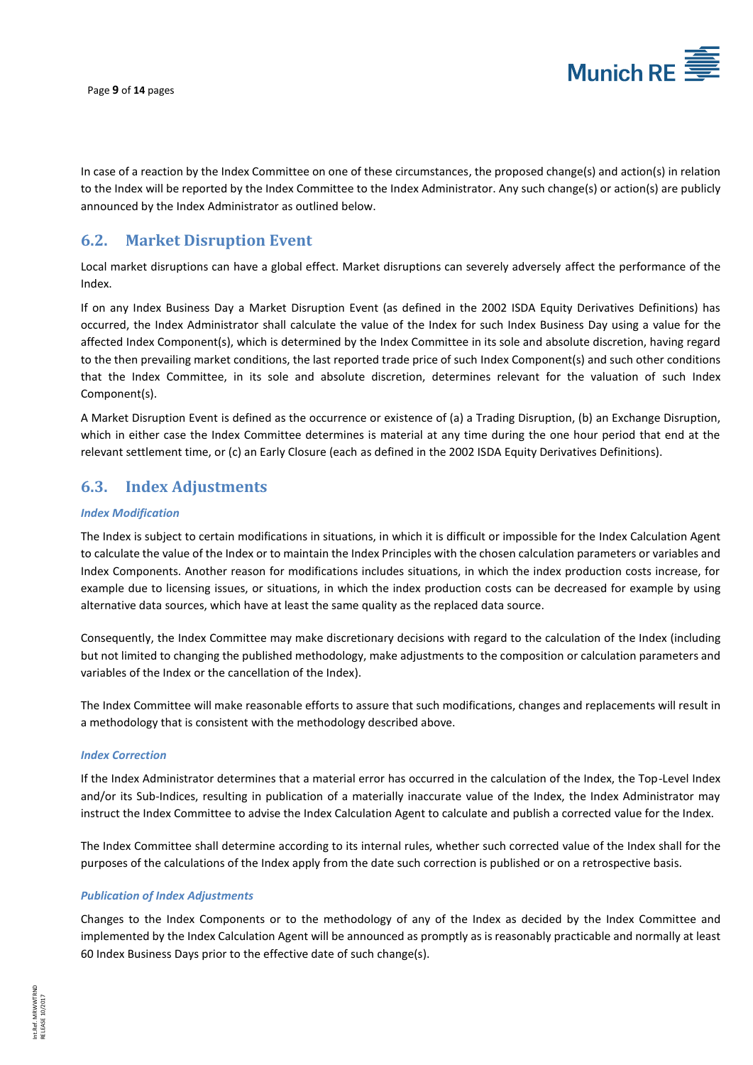In case of a reaction by the Index Committee on one of these circumstances, the proposed change(s) and action(s) in relation to the Index will be reported by the Index Committee to the Index Administrator. Any such change(s) or action(s) are publicly announced by the Index Administrator as outlined below.

## 6.2. Market Disruption Event

Local market disruptions can have a global effect. Market disruptions can severely adversely affect the performance of the Index.

If on any Index Business Day a Market Disruption Event (as defined in the 2002 ISDA Equity Derivatives Definitions) has occurred, the Index Administrator shall calculate the value of the Index for such Index Business Day using a value for the affected Index Component(s), which is determined by the Index Committee in its sole and absolute discretion, having regard to the then prevailing market conditions, the last reported trade price of such Index Component(s) and such other conditions that the Index Committee, in its sole and absolute discretion, determines relevant for the valuation of such Index Component(s).

A Market Disruption Event is defined as the occurrence or existence of (a) a Trading Disruption, (b) an Exchange Disruption, which in either case the Index Committee determines is material at any time during the one hour period that end at the relevant settlement time, or (c) an Early Closure (each as defined in the 2002 ISDA Equity Derivatives Definitions).

## 6.3. Index Adjustments

***Index Modification***

The Index is subject to certain modifications in situations, in which it is difficult or impossible for the Index Calculation Agent to calculate the value of the Index or to maintain the Index Principles with the chosen calculation parameters or variables and Index Components. Another reason for modifications includes situations, in which the index production costs increase, for example due to licensing issues, or situations, in which the index production costs can be decreased for example by using alternative data sources, which have at least the same quality as the replaced data source.

Consequently, the Index Committee may make discretionary decisions with regard to the calculation of the Index (including but not limited to changing the published methodology, make adjustments to the composition or calculation parameters and variables of the Index or the cancellation of the Index).

The Index Committee will make reasonable efforts to assure that such modifications, changes and replacements will result in a methodology that is consistent with the methodology described above.

***Index Correction***

If the Index Administrator determines that a material error has occurred in the calculation of the Index, the Top-Level Index and/or its Sub-Indices, resulting in publication of a materially inaccurate value of the Index, the Index Administrator may instruct the Index Committee to advise the Index Calculation Agent to calculate and publish a corrected value for the Index.

The Index Committee shall determine according to its internal rules, whether such corrected value of the Index shall for the purposes of the calculations of the Index apply from the date such correction is published or on a retrospective basis.

***Publication of Index Adjustments***

Changes to the Index Components or to the methodology of any of the Index as decided by the Index Committee and implemented by the Index Calculation Agent will be announced as promptly as is reasonably practicable and normally at least 60 Index Business Days prior to the effective date of such change(s).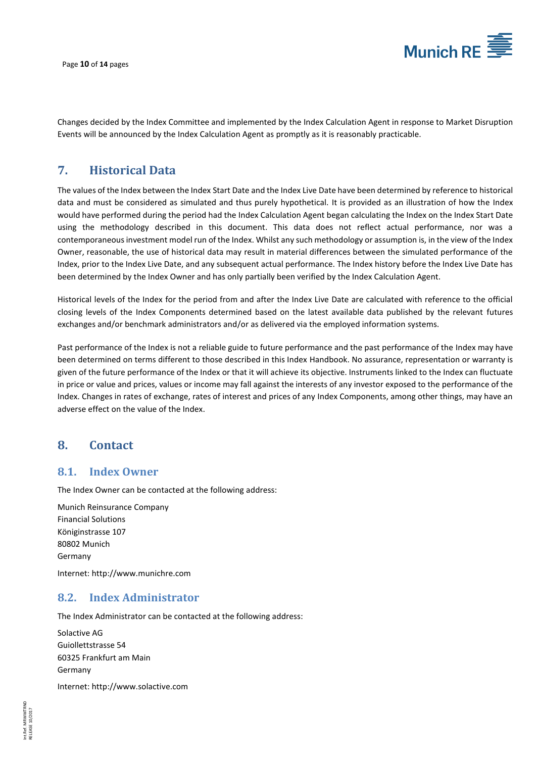Changes decided by the Index Committee and implemented by the Index Calculation Agent in response to Market Disruption Events will be announced by the Index Calculation Agent as promptly as it is reasonably practicable.

# 7. Historical Data

The values of the Index between the Index Start Date and the Index Live Date have been determined by reference to historical data and must be considered as simulated and thus purely hypothetical. It is provided as an illustration of how the Index would have performed during the period had the Index Calculation Agent began calculating the Index on the Index Start Date using the methodology described in this document. This data does not reflect actual performance, nor was a contemporaneous investment model run of the Index. Whilst any such methodology or assumption is, in the view of the Index Owner, reasonable, the use of historical data may result in material differences between the simulated performance of the Index, prior to the Index Live Date, and any subsequent actual performance. The Index history before the Index Live Date has been determined by the Index Owner and has only partially been verified by the Index Calculation Agent.

Historical levels of the Index for the period from and after the Index Live Date are calculated with reference to the official closing levels of the Index Components determined based on the latest available data published by the relevant futures exchanges and/or benchmark administrators and/or as delivered via the employed information systems.

Past performance of the Index is not a reliable guide to future performance and the past performance of the Index may have been determined on terms different to those described in this Index Handbook. No assurance, representation or warranty is given of the future performance of the Index or that it will achieve its objective. Instruments linked to the Index can fluctuate in price or value and prices, values or income may fall against the interests of any investor exposed to the performance of the Index. Changes in rates of exchange, rates of interest and prices of any Index Components, among other things, may have an adverse effect on the value of the Index.

# 8. Contact

## 8.1. Index Owner

The Index Owner can be contacted at the following address:

Munich Reinsurance Company
Financial Solutions
Königinstrasse 107
80802 Munich
Germany

Internet: http://www.munichre.com

## 8.2. Index Administrator

The Index Administrator can be contacted at the following address:

Solactive AG
Guiollettstrasse 54
60325 Frankfurt am Main
Germany

Internet: http://www.solactive.com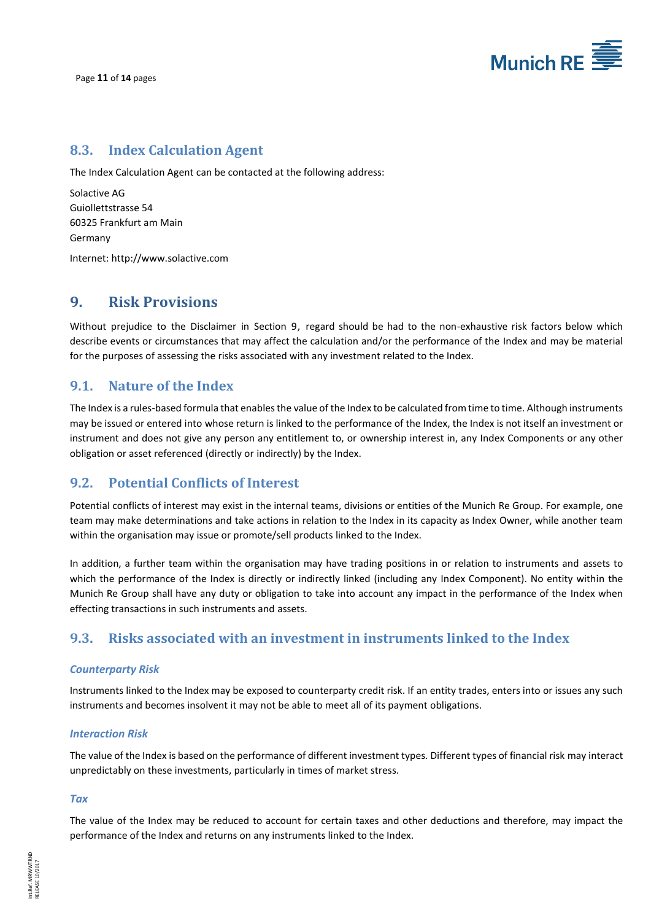## 8.3. Index Calculation Agent

The Index Calculation Agent can be contacted at the following address:

Solactive AG
Guiollettstrasse 54
60325 Frankfurt am Main
Germany

Internet: http://www.solactive.com

# 9. Risk Provisions

Without prejudice to the Disclaimer in Section 9, regard should be had to the non-exhaustive risk factors below which describe events or circumstances that may affect the calculation and/or the performance of the Index and may be material for the purposes of assessing the risks associated with any investment related to the Index.

## 9.1. Nature of the Index

The Index is a rules-based formula that enables the value of the Index to be calculated from time to time. Although instruments may be issued or entered into whose return is linked to the performance of the Index, the Index is not itself an investment or instrument and does not give any person any entitlement to, or ownership interest in, any Index Components or any other obligation or asset referenced (directly or indirectly) by the Index.

## 9.2. Potential Conflicts of Interest

Potential conflicts of interest may exist in the internal teams, divisions or entities of the Munich Re Group. For example, one team may make determinations and take actions in relation to the Index in its capacity as Index Owner, while another team within the organisation may issue or promote/sell products linked to the Index.

In addition, a further team within the organisation may have trading positions in or relation to instruments and assets to which the performance of the Index is directly or indirectly linked (including any Index Component). No entity within the Munich Re Group shall have any duty or obligation to take into account any impact in the performance of the Index when effecting transactions in such instruments and assets.

## 9.3. Risks associated with an investment in instruments linked to the Index

### *Counterparty Risk*

Instruments linked to the Index may be exposed to counterparty credit risk. If an entity trades, enters into or issues any such instruments and becomes insolvent it may not be able to meet all of its payment obligations.

### *Interaction Risk*

The value of the Index is based on the performance of different investment types. Different types of financial risk may interact unpredictably on these investments, particularly in times of market stress.

### *Tax*

The value of the Index may be reduced to account for certain taxes and other deductions and therefore, may impact the performance of the Index and returns on any instruments linked to the Index.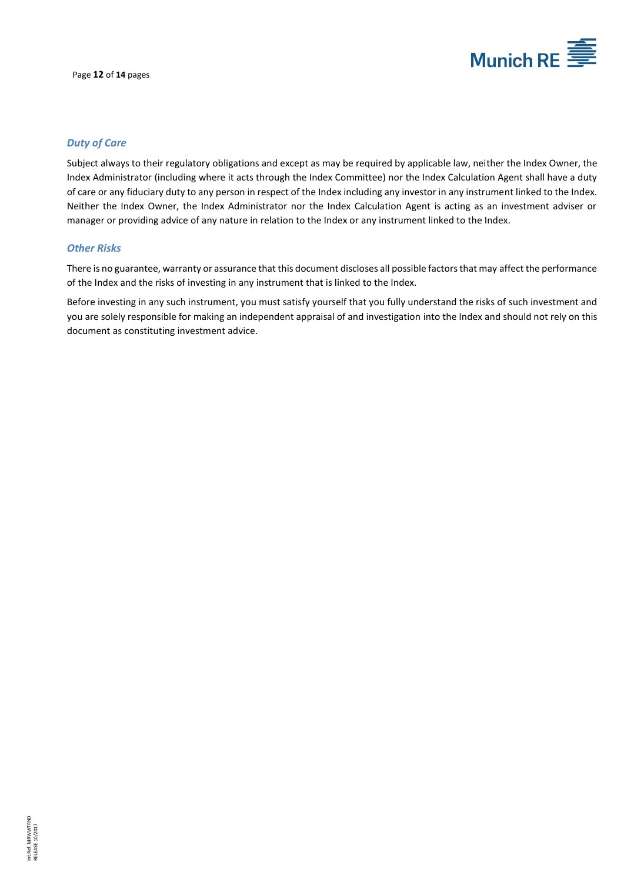### *Duty of Care*

Subject always to their regulatory obligations and except as may be required by applicable law, neither the Index Owner, the Index Administrator (including where it acts through the Index Committee) nor the Index Calculation Agent shall have a duty of care or any fiduciary duty to any person in respect of the Index including any investor in any instrument linked to the Index. Neither the Index Owner, the Index Administrator nor the Index Calculation Agent is acting as an investment adviser or manager or providing advice of any nature in relation to the Index or any instrument linked to the Index.

### *Other Risks*

There is no guarantee, warranty or assurance that this document discloses all possible factors that may affect the performance of the Index and the risks of investing in any instrument that is linked to the Index.

Before investing in any such instrument, you must satisfy yourself that you fully understand the risks of such investment and you are solely responsible for making an independent appraisal of and investigation into the Index and should not rely on this document as constituting investment advice.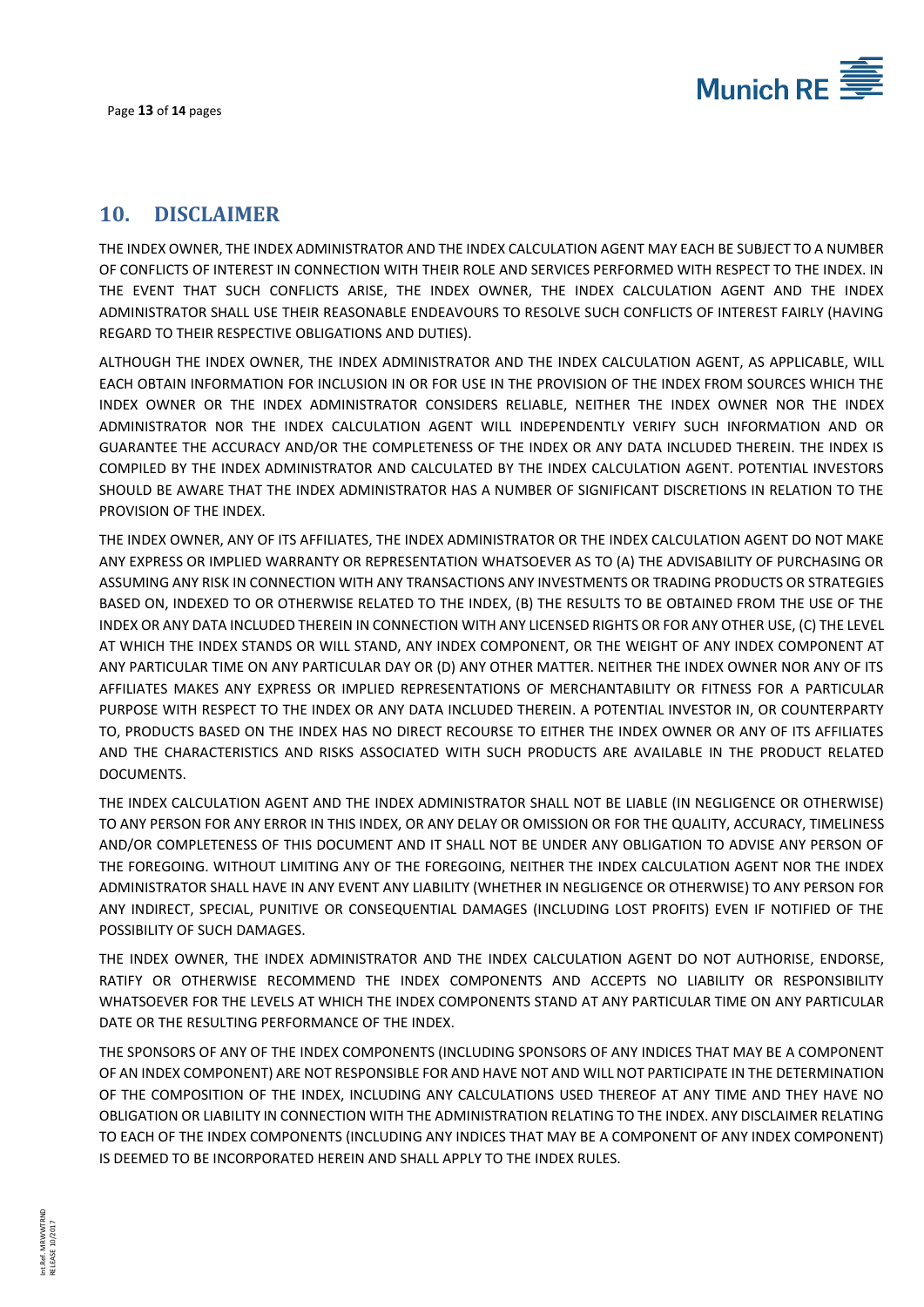## 10. DISCLAIMER

THE INDEX OWNER, THE INDEX ADMINISTRATOR AND THE INDEX CALCULATION AGENT MAY EACH BE SUBJECT TO A NUMBER OF CONFLICTS OF INTEREST IN CONNECTION WITH THEIR ROLE AND SERVICES PERFORMED WITH RESPECT TO THE INDEX. IN THE EVENT THAT SUCH CONFLICTS ARISE, THE INDEX OWNER, THE INDEX CALCULATION AGENT AND THE INDEX ADMINISTRATOR SHALL USE THEIR REASONABLE ENDEAVOURS TO RESOLVE SUCH CONFLICTS OF INTEREST FAIRLY (HAVING REGARD TO THEIR RESPECTIVE OBLIGATIONS AND DUTIES).

ALTHOUGH THE INDEX OWNER, THE INDEX ADMINISTRATOR AND THE INDEX CALCULATION AGENT, AS APPLICABLE, WILL EACH OBTAIN INFORMATION FOR INCLUSION IN OR FOR USE IN THE PROVISION OF THE INDEX FROM SOURCES WHICH THE INDEX OWNER OR THE INDEX ADMINISTRATOR CONSIDERS RELIABLE, NEITHER THE INDEX OWNER NOR THE INDEX ADMINISTRATOR NOR THE INDEX CALCULATION AGENT WILL INDEPENDENTLY VERIFY SUCH INFORMATION AND OR GUARANTEE THE ACCURACY AND/OR THE COMPLETENESS OF THE INDEX OR ANY DATA INCLUDED THEREIN. THE INDEX IS COMPILED BY THE INDEX ADMINISTRATOR AND CALCULATED BY THE INDEX CALCULATION AGENT. POTENTIAL INVESTORS SHOULD BE AWARE THAT THE INDEX ADMINISTRATOR HAS A NUMBER OF SIGNIFICANT DISCRETIONS IN RELATION TO THE PROVISION OF THE INDEX.

THE INDEX OWNER, ANY OF ITS AFFILIATES, THE INDEX ADMINISTRATOR OR THE INDEX CALCULATION AGENT DO NOT MAKE ANY EXPRESS OR IMPLIED WARRANTY OR REPRESENTATION WHATSOEVER AS TO (A) THE ADVISABILITY OF PURCHASING OR ASSUMING ANY RISK IN CONNECTION WITH ANY TRANSACTIONS ANY INVESTMENTS OR TRADING PRODUCTS OR STRATEGIES BASED ON, INDEXED TO OR OTHERWISE RELATED TO THE INDEX, (B) THE RESULTS TO BE OBTAINED FROM THE USE OF THE INDEX OR ANY DATA INCLUDED THEREIN IN CONNECTION WITH ANY LICENSED RIGHTS OR FOR ANY OTHER USE, (C) THE LEVEL AT WHICH THE INDEX STANDS OR WILL STAND, ANY INDEX COMPONENT, OR THE WEIGHT OF ANY INDEX COMPONENT AT ANY PARTICULAR TIME ON ANY PARTICULAR DAY OR (D) ANY OTHER MATTER. NEITHER THE INDEX OWNER NOR ANY OF ITS AFFILIATES MAKES ANY EXPRESS OR IMPLIED REPRESENTATIONS OF MERCHANTABILITY OR FITNESS FOR A PARTICULAR PURPOSE WITH RESPECT TO THE INDEX OR ANY DATA INCLUDED THEREIN. A POTENTIAL INVESTOR IN, OR COUNTERPARTY TO, PRODUCTS BASED ON THE INDEX HAS NO DIRECT RECOURSE TO EITHER THE INDEX OWNER OR ANY OF ITS AFFILIATES AND THE CHARACTERISTICS AND RISKS ASSOCIATED WITH SUCH PRODUCTS ARE AVAILABLE IN THE PRODUCT RELATED DOCUMENTS.

THE INDEX CALCULATION AGENT AND THE INDEX ADMINISTRATOR SHALL NOT BE LIABLE (IN NEGLIGENCE OR OTHERWISE) TO ANY PERSON FOR ANY ERROR IN THIS INDEX, OR ANY DELAY OR OMISSION OR FOR THE QUALITY, ACCURACY, TIMELINESS AND/OR COMPLETENESS OF THIS DOCUMENT AND IT SHALL NOT BE UNDER ANY OBLIGATION TO ADVISE ANY PERSON OF THE FOREGOING. WITHOUT LIMITING ANY OF THE FOREGOING, NEITHER THE INDEX CALCULATION AGENT NOR THE INDEX ADMINISTRATOR SHALL HAVE IN ANY EVENT ANY LIABILITY (WHETHER IN NEGLIGENCE OR OTHERWISE) TO ANY PERSON FOR ANY INDIRECT, SPECIAL, PUNITIVE OR CONSEQUENTIAL DAMAGES (INCLUDING LOST PROFITS) EVEN IF NOTIFIED OF THE POSSIBILITY OF SUCH DAMAGES.

THE INDEX OWNER, THE INDEX ADMINISTRATOR AND THE INDEX CALCULATION AGENT DO NOT AUTHORISE, ENDORSE, RATIFY OR OTHERWISE RECOMMEND THE INDEX COMPONENTS AND ACCEPTS NO LIABILITY OR RESPONSIBILITY WHATSOEVER FOR THE LEVELS AT WHICH THE INDEX COMPONENTS STAND AT ANY PARTICULAR TIME ON ANY PARTICULAR DATE OR THE RESULTING PERFORMANCE OF THE INDEX.

THE SPONSORS OF ANY OF THE INDEX COMPONENTS (INCLUDING SPONSORS OF ANY INDICES THAT MAY BE A COMPONENT OF AN INDEX COMPONENT) ARE NOT RESPONSIBLE FOR AND HAVE NOT AND WILL NOT PARTICIPATE IN THE DETERMINATION OF THE COMPOSITION OF THE INDEX, INCLUDING ANY CALCULATIONS USED THEREOF AT ANY TIME AND THEY HAVE NO OBLIGATION OR LIABILITY IN CONNECTION WITH THE ADMINISTRATION RELATING TO THE INDEX. ANY DISCLAIMER RELATING TO EACH OF THE INDEX COMPONENTS (INCLUDING ANY INDICES THAT MAY BE A COMPONENT OF ANY INDEX COMPONENT) IS DEEMED TO BE INCORPORATED HEREIN AND SHALL APPLY TO THE INDEX RULES.